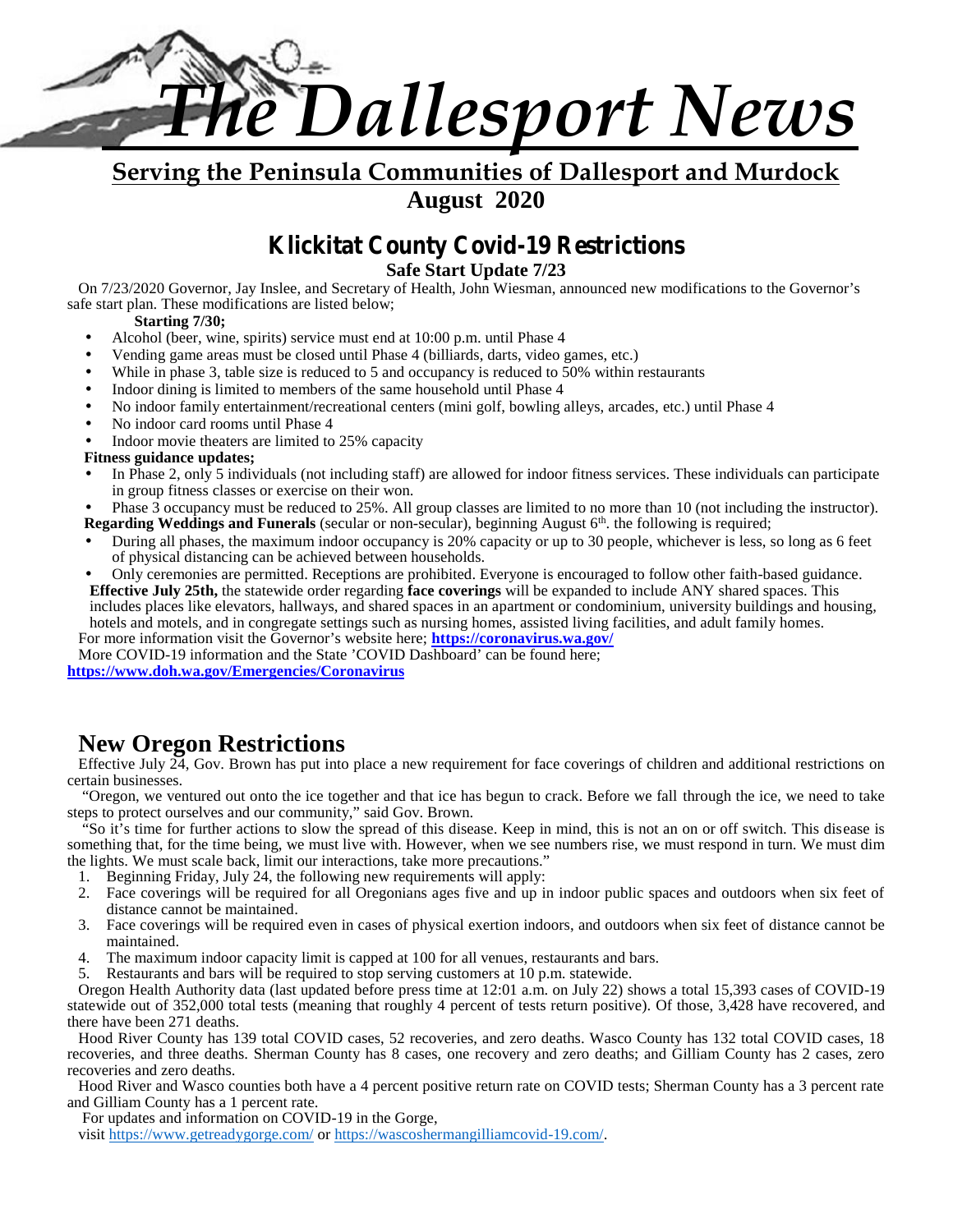# The Dallesport News

**Serving the Peninsula Communities of Dallesport and Murdock**

**August 2020**

## Klickitat County Covid-19 Restrictions

**Safe Start Update 7/23**

On 7/23/2020 Governor, Jay Inslee, and Secretary of Health, John Wiesman, announced new modifications to the Governor's safe start plan. These modifications are listed below;

**Starting 7/30;**

- Alcohol (beer, wine, spirits) service must end at 10:00 p.m. until Phase 4
- Vending game areas must be closed until Phase 4 (billiards, darts, video games, etc.)
- While in phase 3, table size is reduced to 5 and occupancy is reduced to 50% within restaurants
- Indoor dining is limited to members of the same household until Phase 4
- No indoor family entertainment/recreational centers (mini golf, bowling alleys, arcades, etc.) until Phase 4
- No indoor card rooms until Phase 4
- Indoor movie theaters are limited to 25% capacity

**Fitness guidance updates;**

- In Phase 2, only 5 individuals (not including staff) are allowed for indoor fitness services. These individuals can participate in group fitness classes or exercise on their won.
- Phase 3 occupancy must be reduced to 25%. All group classes are limited to no more than 10 (not including the instructor).

**Regarding Weddings and Funerals** (secular or non-secular), beginning August 6th. the following is required;

- During all phases, the maximum indoor occupancy is 20% capacity or up to 30 people, whichever is less, so long as 6 feet of physical distancing can be achieved between households.
- Only ceremonies are permitted. Receptions are prohibited. Everyone is encouraged to follow other faith-based guidance.

**Effective July 25th,** the statewide order regarding **face coverings** will be expanded to include ANY shared spaces. This includes places like elevators, hallways, and shared spaces in an apartment or condominium, university buildings and housing, hotels and motels, and in congregate settings such as nursing homes, assisted living facilities, and adult family homes.

For more information visit the Governor's website here; **https://coronavirus.wa.gov/**

More COVID-19 information and the State 'COVID Dashboard' can be found here; **https://www.doh.wa.gov/Emergencies/Coronavirus**

## New Oregon Restrictions

Effective July 24, Gov. Brown has put into place a new requirement for face coverings of children and additional restrictions on certain businesses.

"Oregon, we ventured out onto the ice together and that ice has begun to crack. Before we fall through the ice, we need to take steps to protect ourselves and our community," said Gov. Brown.

"So it's time for further actions to slow the spread of this disease. Keep in mind, this is not an on or off switch. This disease is something that, for the time being, we must live with. However, when we see numbers rise, we must respond in turn. We must dim the lights. We must scale back, limit our interactions, take more precautions."

1. Beginning Friday, July 24, the following new requirements will apply:
2. Face coverings will be required for all Oregonians ages five and up in indoor public spaces and outdoors when six feet of distance cannot be maintained.
3. Face coverings will be required even in cases of physical exertion indoors, and outdoors when six feet of distance cannot be maintained.
4. The maximum indoor capacity limit is capped at 100 for all venues, restaurants and bars.
5. Restaurants and bars will be required to stop serving customers at 10 p.m. statewide.

Oregon Health Authority data (last updated before press time at 12:01 a.m. on July 22) shows a total 15,393 cases of COVID-19 statewide out of 352,000 total tests (meaning that roughly 4 percent of tests return positive). Of those, 3,428 have recovered, and there have been 271 deaths.

Hood River County has 139 total COVID cases, 52 recoveries, and zero deaths. Wasco County has 132 total COVID cases, 18 recoveries, and three deaths. Sherman County has 8 cases, one recovery and zero deaths; and Gilliam County has 2 cases, zero recoveries and zero deaths.

Hood River and Wasco counties both have a 4 percent positive return rate on COVID tests; Sherman County has a 3 percent rate and Gilliam County has a 1 percent rate.

For updates and information on COVID-19 in the Gorge, visit https://www.getreadygorge.com/ or https://wascoshermangilliamcovid-19.com/.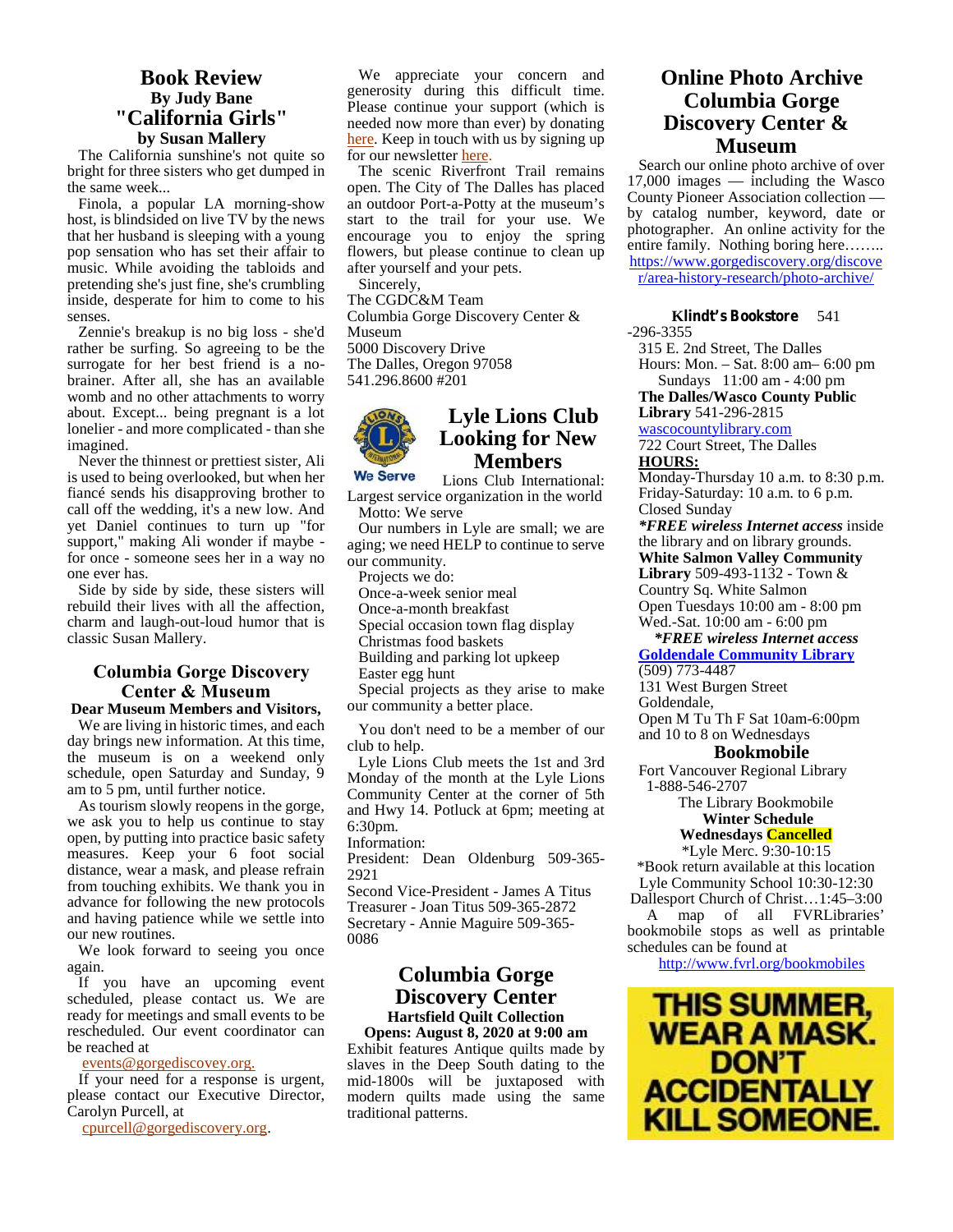## Book Review
### By Judy Bane
## "California Girls"
### by Susan Mallery

The California sunshine's not quite so bright for three sisters who get dumped in the same week...

Finola, a popular LA morning-show host, is blindsided on live TV by the news that her husband is sleeping with a young pop sensation who has set their affair to music. While avoiding the tabloids and pretending she's just fine, she's crumbling inside, desperate for him to come to his senses.

Zennie's breakup is no big loss - she'd rather be surfing. So agreeing to be the surrogate for her best friend is a no-brainer. After all, she has an available womb and no other attachments to worry about. Except... being pregnant is a lot lonelier - and more complicated - than she imagined.

Never the thinnest or prettiest sister, Ali is used to being overlooked, but when her fiancé sends his disapproving brother to call off the wedding, it's a new low. And yet Daniel continues to turn up "for support," making Ali wonder if maybe - for once - someone sees her in a way no one else has.

Side by side by side, these sisters will rebuild their lives with all the affection, charm and laugh-out-loud humor that is classic Susan Mallery.

## Columbia Gorge Discovery Center & Museum

**Dear Museum Members and Visitors,**

We are living in historic times, and each day brings new information. At this time, the museum is on a weekend only schedule, open Saturday and Sunday, 9 am to 5 pm, until further notice.

As tourism slowly reopens in the gorge, we ask you to help us continue to stay open, by putting into practice basic safety measures. Keep your 6 foot social distance, wear a mask, and please refrain from touching exhibits. We thank you in advance for following the new protocols and having patience while we settle into our new routines.

We look forward to seeing you once again.

If you have an upcoming event scheduled, please contact us. We are ready for meetings and small events to be rescheduled. Our event coordinator can be reached at

events@gorgediscovey.org.

If your need for a response is urgent, please contact our Executive Director, Carolyn Purcell, at

cpurcell@gorgediscovery.org.

We appreciate your concern and generosity during this difficult time. Please continue your support (which is needed now more than ever) by donating here. Keep in touch with us by signing up for our newsletter here.

The scenic Riverfront Trail remains open. The City of The Dalles has placed an outdoor Port-a-Potty at the museum's start to the trail for your use. We encourage you to enjoy the spring flowers, but please continue to clean up after yourself and your pets.

Sincerely,
The CGDC&M Team
Columbia Gorge Discovery Center & Museum
5000 Discovery Drive
The Dalles, Oregon 97058
541.296.8600 #201

## Lyle Lions Club Looking for New Members

We Serve

Lions Club International: Largest service organization in the world

Motto: We serve

Our numbers in Lyle are small; we are aging; we need HELP to continue to serve our community.

Projects we do:

- Once-a-week senior meal
- Once-a-month breakfast
- Special occasion town flag display
- Christmas food baskets
- Building and parking lot upkeep
- Easter egg hunt

Special projects as they arise to make our community a better place.

You don't need to be a member of our club to help.

Lyle Lions Club meets the 1st and 3rd Monday of the month at the Lyle Lions Community Center at the corner of 5th and Hwy 14. Potluck at 6pm; meeting at 6:30pm.

Information:
President: Dean Oldenburg 509-365-2921
Second Vice-President - James A Titus
Treasurer - Joan Titus 509-365-2872
Secretary - Annie Maguire 509-365-0086

## Columbia Gorge Discovery Center
### Hartsfield Quilt Collection
### Opens: August 8, 2020 at 9:00 am

Exhibit features Antique quilts made by slaves in the Deep South dating to the mid-1800s will be juxtaposed with modern quilts made using the same traditional patterns.

## Online Photo Archive Columbia Gorge Discovery Center & Museum

Search our online photo archive of over 17,000 images — including the Wasco County Pioneer Association collection — by catalog number, keyword, date or photographer. An online activity for the entire family. Nothing boring here……..
https://www.gorgediscovery.org/discover/area-history-research/photo-archive/

**Klindt's Bookstore** 541-296-3355
315 E. 2nd Street, The Dalles
Hours: Mon. – Sat. 8:00 am– 6:00 pm
Sundays 11:00 am - 4:00 pm

**The Dalles/Wasco County Public Library** 541-296-2815
wascocountylibrary.com
722 Court Street, The Dalles
**HOURS:**
Monday-Thursday 10 a.m. to 8:30 p.m.
Friday-Saturday: 10 a.m. to 6 p.m.
Closed Sunday
***FREE wireless Internet access** inside the library and on library grounds.

**White Salmon Valley Community Library** 509-493-1132 - Town & Country Sq. White Salmon
Open Tuesdays 10:00 am - 8:00 pm
Wed.-Sat. 10:00 am - 6:00 pm
***FREE wireless Internet access***

**Goldendale Community Library**
(509) 773-4487
131 West Burgen Street
Goldendale,
Open M Tu Th F Sat 10am-6:00pm and 10 to 8 on Wednesdays

### Bookmobile

Fort Vancouver Regional Library
1-888-546-2707
The Library Bookmobile
**Winter Schedule**
**Wednesdays Cancelled**
*Lyle Merc. 9:30-10:15
*Book return available at this location
Lyle Community School 10:30-12:30
Dallesport Church of Christ…1:45–3:00

A map of all FVRLibraries' bookmobile stops as well as printable schedules can be found at
http://www.fvrl.org/bookmobiles

THIS SUMMER, WEAR A MASK. DON'T ACCIDENTALLY KILL SOMEONE.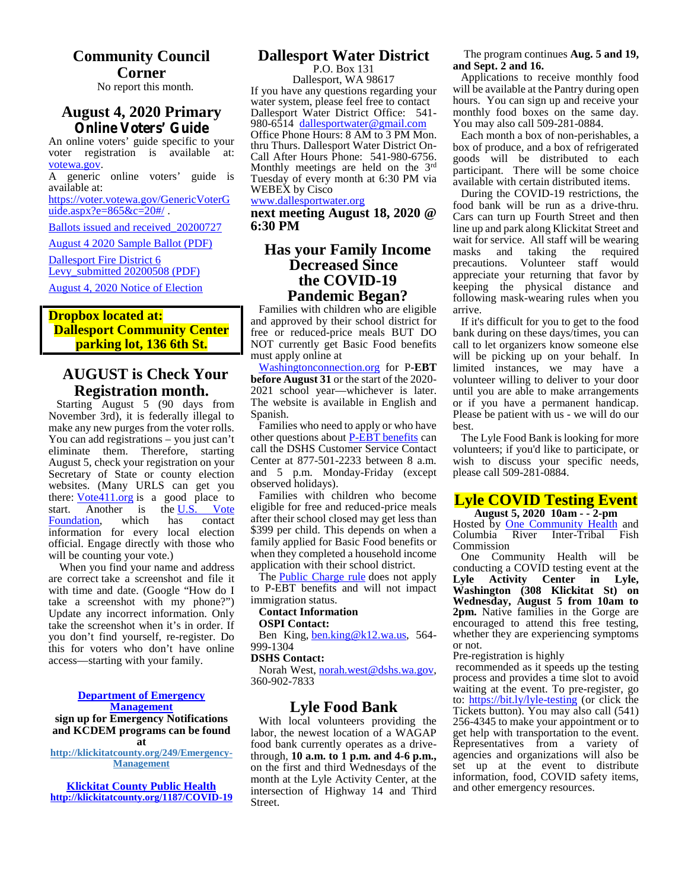## Community Council Corner

No report this month.

## August 4, 2020 Primary Online Voters' Guide

An online voters' guide specific to your voter registration is available at: votewa.gov.

A generic online voters' guide is available at: https://voter.votewa.gov/GenericVoterGuide.aspx?e=865&c=20#/ .

Ballots issued and received_20200727

August 4 2020 Sample Ballot (PDF)

Dallesport Fire District 6 Levy_submitted 20200508 (PDF)

August 4, 2020 Notice of Election

**Dropbox located at: Dallesport Community Center parking lot, 136 6th St.**

## AUGUST is Check Your Registration month.

Starting August 5 (90 days from November 3rd), it is federally illegal to make any new purges from the voter rolls. You can add registrations – you just can't eliminate them. Therefore, starting August 5, check your registration on your Secretary of State or county election websites. (Many URLS can get you there: Vote411.org is a good place to start. Another is the U.S. Vote Foundation, which has contact information for every local election official. Engage directly with those who will be counting your vote.)

When you find your name and address are correct take a screenshot and file it with time and date. (Google "How do I take a screenshot with my phone?") Update any incorrect information. Only take the screenshot when it's in order. If you don't find yourself, re-register. Do this for voters who don't have online access—starting with your family.

**Department of Emergency Management**
**sign up for Emergency Notifications and KCDEM programs can be found at**
**http://klickitatcounty.org/249/Emergency-Management**

**Klickitat County Public Health**
**http://klickitatcounty.org/1187/COVID-19**

## Dallesport Water District

P.O. Box 131
Dallesport, WA 98617

If you have any questions regarding your water system, please feel free to contact Dallesport Water District Office: 541-980-6514 dallesportwater@gmail.com Office Phone Hours: 8 AM to 3 PM Mon. thru Thurs. Dallesport Water District On-Call After Hours Phone: 541-980-6756. Monthly meetings are held on the 3rd Tuesday of every month at 6:30 PM via WEBEX by Cisco www.dallesportwater.org

**next meeting August 18, 2020 @ 6:30 PM**

## Has your Family Income Decreased Since the COVID-19 Pandemic Began?

Families with children who are eligible and approved by their school district for free or reduced-price meals BUT DO NOT currently get Basic Food benefits must apply online at Washingtonconnection.org for P-**EBT before August 31** or the start of the 2020-2021 school year—whichever is later. The website is available in English and Spanish.

Families who need to apply or who have other questions about P-EBT benefits can call the DSHS Customer Service Contact Center at 877-501-2233 between 8 a.m. and 5 p.m. Monday-Friday (except observed holidays).

Families with children who become eligible for free and reduced-price meals after their school closed may get less than $399 per child. This depends on when a family applied for Basic Food benefits or when they completed a household income application with their school district.

The Public Charge rule does not apply to P-EBT benefits and will not impact immigration status.

**Contact Information**

**OSPI Contact:**

Ben King, ben.king@k12.wa.us, 564-999-1304

**DSHS Contact:**

Norah West, norah.west@dshs.wa.gov, 360-902-7833

## Lyle Food Bank

With local volunteers providing the labor, the newest location of a WAGAP food bank currently operates as a drive-through, **10 a.m. to 1 p.m. and 4-6 p.m.,** on the first and third Wednesdays of the month at the Lyle Activity Center, at the intersection of Highway 14 and Third Street.

The program continues **Aug. 5 and 19, and Sept. 2 and 16.**

Applications to receive monthly food will be available at the Pantry during open hours. You can sign up and receive your monthly food boxes on the same day. You may also call 509-281-0884.

Each month a box of non-perishables, a box of produce, and a box of refrigerated goods will be distributed to each participant. There will be some choice available with certain distributed items.

During the COVID-19 restrictions, the food bank will be run as a drive-thru. Cars can turn up Fourth Street and then line up and park along Klickitat Street and wait for service. All staff will be wearing masks and taking the required precautions. Volunteer staff would appreciate your returning that favor by keeping the physical distance and following mask-wearing rules when you arrive.

If it's difficult for you to get to the food bank during on these days/times, you can call to let organizers know someone else will be picking up on your behalf. In limited instances, we may have a volunteer willing to deliver to your door until you are able to make arrangements or if you have a permanent handicap. Please be patient with us - we will do our best.

The Lyle Food Bank is looking for more volunteers; if you'd like to participate, or wish to discuss your specific needs, please call 509-281-0884.

## Lyle COVID Testing Event

**August 5, 2020 10am - - 2-pm**

Hosted by One Community Health and Columbia River Inter-Tribal Fish Commission

One Community Health will be conducting a COVID testing event at the **Lyle Activity Center in Lyle, Washington (308 Klickitat St) on Wednesday, August 5 from 10am to 2pm.** Native families in the Gorge are encouraged to attend this free testing, whether they are experiencing symptoms or not.

Pre-registration is highly recommended as it speeds up the testing process and provides a time slot to avoid waiting at the event. To pre-register, go to: https://bit.ly/lyle-testing (or click the Tickets button). You may also call (541) 256-4345 to make your appointment or to get help with transportation to the event. Representatives from a variety of agencies and organizations will also be set up at the event to distribute information, food, COVID safety items, and other emergency resources.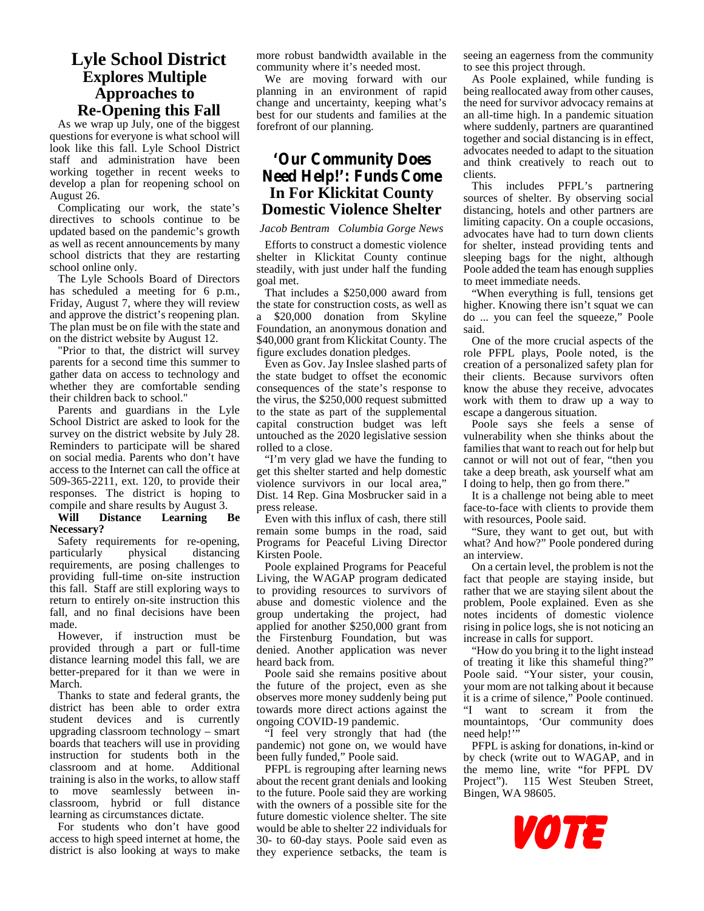# Lyle School District Explores Multiple Approaches to Re-Opening this Fall

As we wrap up July, one of the biggest questions for everyone is what school will look like this fall. Lyle School District staff and administration have been working together in recent weeks to develop a plan for reopening school on August 26.

Complicating our work, the state's directives to schools continue to be updated based on the pandemic's growth as well as recent announcements by many school districts that they are restarting school online only.

The Lyle Schools Board of Directors has scheduled a meeting for 6 p.m., Friday, August 7, where they will review and approve the district's reopening plan. The plan must be on file with the state and on the district website by August 12.

"Prior to that, the district will survey parents for a second time this summer to gather data on access to technology and whether they are comfortable sending their children back to school."

Parents and guardians in the Lyle School District are asked to look for the survey on the district website by July 28. Reminders to participate will be shared on social media. Parents who don't have access to the Internet can call the office at 509-365-2211, ext. 120, to provide their responses. The district is hoping to compile and share results by August 3.

**Will Distance Learning Be Necessary?**

Safety requirements for re-opening, particularly physical distancing requirements, are posing challenges to providing full-time on-site instruction this fall. Staff are still exploring ways to return to entirely on-site instruction this fall, and no final decisions have been made.

However, if instruction must be provided through a part or full-time distance learning model this fall, we are better-prepared for it than we were in March.

Thanks to state and federal grants, the district has been able to order extra student devices and is currently upgrading classroom technology – smart boards that teachers will use in providing instruction for students both in the classroom and at home. Additional training is also in the works, to allow staff to move seamlessly between in-classroom, hybrid or full distance learning as circumstances dictate.

For students who don't have good access to high speed internet at home, the district is also looking at ways to make more robust bandwidth available in the community where it's needed most.

We are moving forward with our planning in an environment of rapid change and uncertainty, keeping what's best for our students and families at the forefront of our planning.

# 'Our Community Does Need Help!': Funds Come In For Klickitat County Domestic Violence Shelter

*Jacob Bentram Columbia Gorge News*

Efforts to construct a domestic violence shelter in Klickitat County continue steadily, with just under half the funding goal met.

That includes a $250,000 award from the state for construction costs, as well as a $20,000 donation from Skyline Foundation, an anonymous donation and $40,000 grant from Klickitat County. The figure excludes donation pledges.

Even as Gov. Jay Inslee slashed parts of the state budget to offset the economic consequences of the state's response to the virus, the $250,000 request submitted to the state as part of the supplemental capital construction budget was left untouched as the 2020 legislative session rolled to a close.

"I'm very glad we have the funding to get this shelter started and help domestic violence survivors in our local area," Dist. 14 Rep. Gina Mosbrucker said in a press release.

Even with this influx of cash, there still remain some bumps in the road, said Programs for Peaceful Living Director Kirsten Poole.

Poole explained Programs for Peaceful Living, the WAGAP program dedicated to providing resources to survivors of abuse and domestic violence and the group undertaking the project, had applied for another $250,000 grant from the Firstenburg Foundation, but was denied. Another application was never heard back from.

Poole said she remains positive about the future of the project, even as she observes more money suddenly being put towards more direct actions against the ongoing COVID-19 pandemic.

"I feel very strongly that had (the pandemic) not gone on, we would have been fully funded," Poole said.

PFPL is regrouping after learning news about the recent grant denials and looking to the future. Poole said they are working with the owners of a possible site for the future domestic violence shelter. The site would be able to shelter 22 individuals for 30- to 60-day stays. Poole said even as they experience setbacks, the team is seeing an eagerness from the community to see this project through.

As Poole explained, while funding is being reallocated away from other causes, the need for survivor advocacy remains at an all-time high. In a pandemic situation where suddenly, partners are quarantined together and social distancing is in effect, advocates needed to adapt to the situation and think creatively to reach out to clients.

This includes PFPL's partnering sources of shelter. By observing social distancing, hotels and other partners are limiting capacity. On a couple occasions, advocates have had to turn down clients for shelter, instead providing tents and sleeping bags for the night, although Poole added the team has enough supplies to meet immediate needs.

"When everything is full, tensions get higher. Knowing there isn't squat we can do ... you can feel the squeeze," Poole said.

One of the more crucial aspects of the role PFPL plays, Poole noted, is the creation of a personalized safety plan for their clients. Because survivors often know the abuse they receive, advocates work with them to draw up a way to escape a dangerous situation.

Poole says she feels a sense of vulnerability when she thinks about the families that want to reach out for help but cannot or will not out of fear, "then you take a deep breath, ask yourself what am I doing to help, then go from there."

It is a challenge not being able to meet face-to-face with clients to provide them with resources, Poole said.

"Sure, they want to get out, but with what? And how?" Poole pondered during an interview.

On a certain level, the problem is not the fact that people are staying inside, but rather that we are staying silent about the problem, Poole explained. Even as she notes incidents of domestic violence rising in police logs, she is not noticing an increase in calls for support.

"How do you bring it to the light instead of treating it like this shameful thing?" Poole said. "Your sister, your cousin, your mom are not talking about it because it is a crime of silence," Poole continued. "I want to scream it from the mountaintops, 'Our community does need help!'"

PFPL is asking for donations, in-kind or by check (write out to WAGAP, and in the memo line, write "for PFPL DV Project"). 115 West Steuben Street, Bingen, WA 98605.

VOTE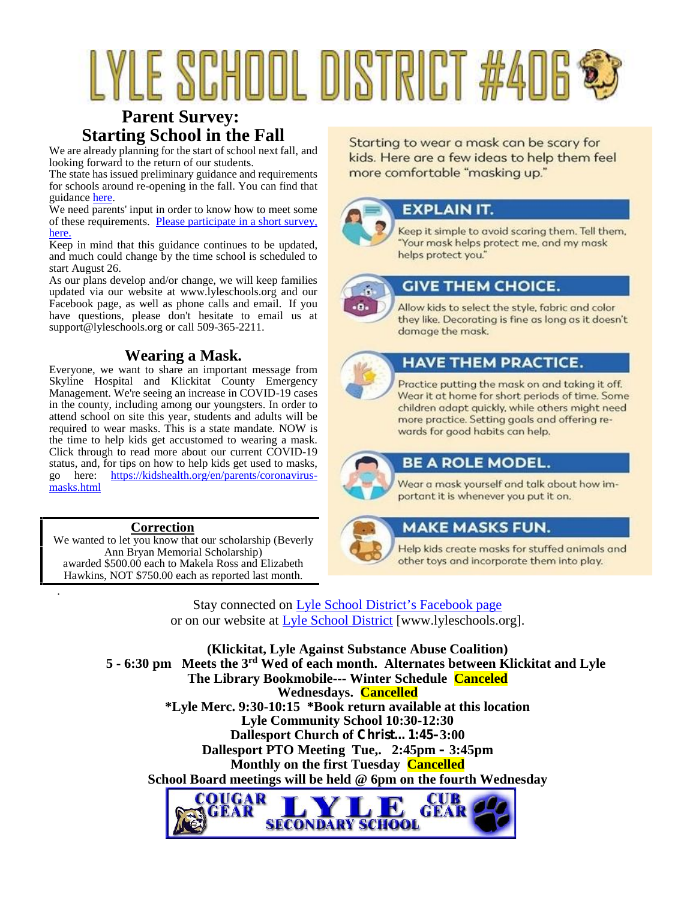# LYLE SCHOOL DISTRICT #406

## Parent Survey: Starting School in the Fall

We are already planning for the start of school next fall, and looking forward to the return of our students.

The state has issued preliminary guidance and requirements for schools around re-opening in the fall. You can find that guidance here.

We need parents' input in order to know how to meet some of these requirements. Please participate in a short survey, here.

Keep in mind that this guidance continues to be updated, and much could change by the time school is scheduled to start August 26.

As our plans develop and/or change, we will keep families updated via our website at www.lyleschools.org and our Facebook page, as well as phone calls and email. If you have questions, please don't hesitate to email us at support@lyleschools.org or call 509-365-2211.

## Wearing a Mask.

Everyone, we want to share an important message from Skyline Hospital and Klickitat County Emergency Management. We're seeing an increase in COVID-19 cases in the county, including among our youngsters. In order to attend school on site this year, students and adults will be required to wear masks. This is a state mandate. NOW is the time to help kids get accustomed to wearing a mask. Click through to read more about our current COVID-19 status, and, for tips on how to help kids get used to masks, go here: https://kidshealth.org/en/parents/coronavirus-masks.html

**Correction**

We wanted to let you know that our scholarship (Beverly Ann Bryan Memorial Scholarship) awarded $500.00 each to Makela Ross and Elizabeth Hawkins, NOT $750.00 each as reported last month.

Starting to wear a mask can be scary for kids. Here are a few ideas to help them feel more comfortable "masking up."

**EXPLAIN IT.**

Keep it simple to avoid scaring them. Tell them, "Your mask helps protect me, and my mask helps protect you."

**GIVE THEM CHOICE.**

Allow kids to select the style, fabric and color they like. Decorating is fine as long as it doesn't damage the mask.

**HAVE THEM PRACTICE.**

Practice putting the mask on and taking it off. Wear it at home for short periods of time. Some children adapt quickly, while others might need more practice. Setting goals and offering rewards for good habits can help.

**BE A ROLE MODEL.**

Wear a mask yourself and talk about how important it is whenever you put it on.

**MAKE MASKS FUN.**

Help kids create masks for stuffed animals and other toys and incorporate them into play.

Stay connected on Lyle School District's Facebook page or on our website at Lyle School District [www.lyleschools.org].

**(Klickitat, Lyle Against Substance Abuse Coalition)**
**5 - 6:30 pm Meets the 3rd Wed of each month. Alternates between Klickitat and Lyle**
**The Library Bookmobile--- Winter Schedule Canceled**
**Wednesdays. Cancelled**
**\*Lyle Merc. 9:30-10:15 \*Book return available at this location**
**Lyle Community School 10:30-12:30**
**Dallesport Church of Christ… 1:45-3:00**
**Dallesport PTO Meeting Tue,. 2:45pm – 3:45pm**
**Monthly on the first Tuesday Cancelled**
**School Board meetings will be held @ 6pm on the fourth Wednesday**

COUGAR GEAR LYLE SECONDARY SCHOOL CUB GEAR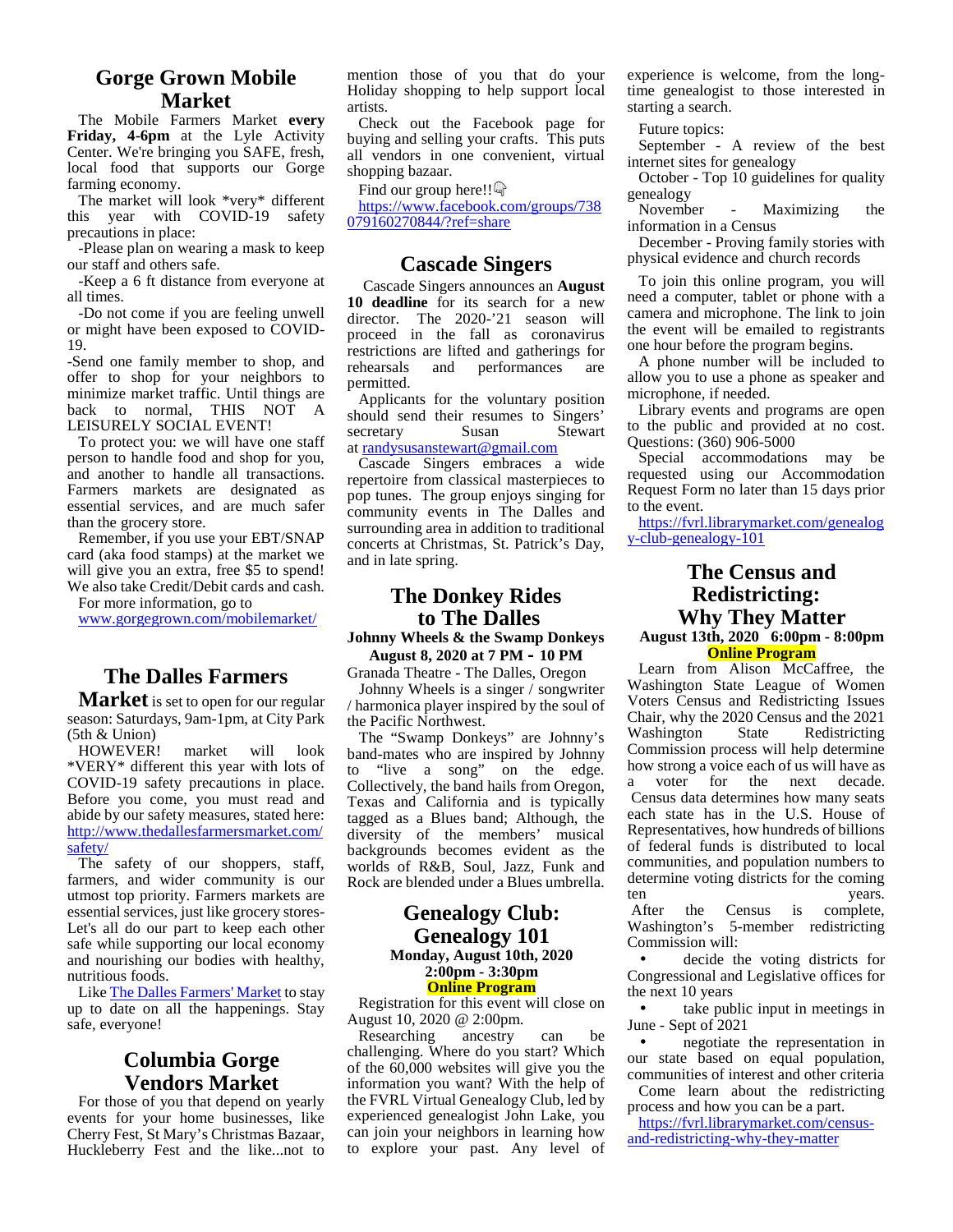## Gorge Grown Mobile Market

The Mobile Farmers Market **every Friday, 4-6pm** at the Lyle Activity Center. We're bringing you SAFE, fresh, local food that supports our Gorge farming economy.

The market will look *very* different this year with COVID-19 safety precautions in place:

-Please plan on wearing a mask to keep our staff and others safe.

-Keep a 6 ft distance from everyone at all times.

-Do not come if you are feeling unwell or might have been exposed to COVID-19.

-Send one family member to shop, and offer to shop for your neighbors to minimize market traffic. Until things are back to normal, THIS NOT A LEISURELY SOCIAL EVENT!

To protect you: we will have one staff person to handle food and shop for you, and another to handle all transactions. Farmers markets are designated as essential services, and are much safer than the grocery store.

Remember, if you use your EBT/SNAP card (aka food stamps) at the market we will give you an extra, free $5 to spend! We also take Credit/Debit cards and cash.

For more information, go to www.gorgegrown.com/mobilemarket/

## The Dalles Farmers Market

**Market** is set to open for our regular season: Saturdays, 9am-1pm, at City Park (5th & Union)

HOWEVER! market will look *VERY* different this year with lots of COVID-19 safety precautions in place. Before you come, you must read and abide by our safety measures, stated here: http://www.thedallesfarmersmarket.com/safety/

The safety of our shoppers, staff, farmers, and wider community is our utmost top priority. Farmers markets are essential services, just like grocery stores-Let's all do our part to keep each other safe while supporting our local economy and nourishing our bodies with healthy, nutritious foods.

Like The Dalles Farmers' Market to stay up to date on all the happenings. Stay safe, everyone!

## Columbia Gorge Vendors Market

For those of you that depend on yearly events for your home businesses, like Cherry Fest, St Mary's Christmas Bazaar, Huckleberry Fest and the like...not to mention those of you that do your Holiday shopping to help support local artists.

Check out the Facebook page for buying and selling your crafts. This puts all vendors in one convenient, virtual shopping bazaar.

Find our group here!!👇

https://www.facebook.com/groups/738079160270844/?ref=share

## Cascade Singers

Cascade Singers announces an **August 10 deadline** for its search for a new director. The 2020-'21 season will proceed in the fall as coronavirus restrictions are lifted and gatherings for rehearsals and performances are permitted.

Applicants for the voluntary position should send their resumes to Singers' secretary Susan Stewart at randysusanstewart@gmail.com

Cascade Singers embraces a wide repertoire from classical masterpieces to pop tunes. The group enjoys singing for community events in The Dalles and surrounding area in addition to traditional concerts at Christmas, St. Patrick's Day, and in late spring.

## The Donkey Rides to The Dalles

**Johnny Wheels & the Swamp Donkeys**
**August 8, 2020 at 7 PM - 10 PM**

Granada Theatre - The Dalles, Oregon

Johnny Wheels is a singer / songwriter / harmonica player inspired by the soul of the Pacific Northwest.

The "Swamp Donkeys" are Johnny's band-mates who are inspired by Johnny to "live a song" on the edge. Collectively, the band hails from Oregon, Texas and California and is typically tagged as a Blues band; Although, the diversity of the members' musical backgrounds becomes evident as the worlds of R&B, Soul, Jazz, Funk and Rock are blended under a Blues umbrella.

## Genealogy Club: Genealogy 101

**Monday, August 10th, 2020**
**2:00pm - 3:30pm**
**Online Program**

Registration for this event will close on August 10, 2020 @ 2:00pm.

Researching ancestry can be challenging. Where do you start? Which of the 60,000 websites will give you the information you want? With the help of the FVRL Virtual Genealogy Club, led by experienced genealogist John Lake, you can join your neighbors in learning how to explore your past. Any level of experience is welcome, from the long-time genealogist to those interested in starting a search.

Future topics:

September - A review of the best internet sites for genealogy

October - Top 10 guidelines for quality genealogy

November - Maximizing the information in a Census

December - Proving family stories with physical evidence and church records

To join this online program, you will need a computer, tablet or phone with a camera and microphone. The link to join the event will be emailed to registrants one hour before the program begins.

A phone number will be included to allow you to use a phone as speaker and microphone, if needed.

Library events and programs are open to the public and provided at no cost. Questions: (360) 906-5000

Special accommodations may be requested using our Accommodation Request Form no later than 15 days prior to the event.

https://fvrl.librarymarket.com/genealogy-club-genealogy-101

## The Census and Redistricting: Why They Matter

**August 13th, 2020 6:00pm - 8:00pm**
**Online Program**

Learn from Alison McCaffree, the Washington State League of Women Voters Census and Redistricting Issues Chair, why the 2020 Census and the 2021 Washington State Redistricting Commission process will help determine how strong a voice each of us will have as a voter for the next decade.

Census data determines how many seats each state has in the U.S. House of Representatives, how hundreds of billions of federal funds is distributed to local communities, and population numbers to determine voting districts for the coming ten years.

After the Census is complete, Washington's 5-member redistricting Commission will:

- decide the voting districts for Congressional and Legislative offices for the next 10 years
- take public input in meetings in June - Sept of 2021
- negotiate the representation in our state based on equal population, communities of interest and other criteria

Come learn about the redistricting process and how you can be a part.

https://fvrl.librarymarket.com/census-and-redistricting-why-they-matter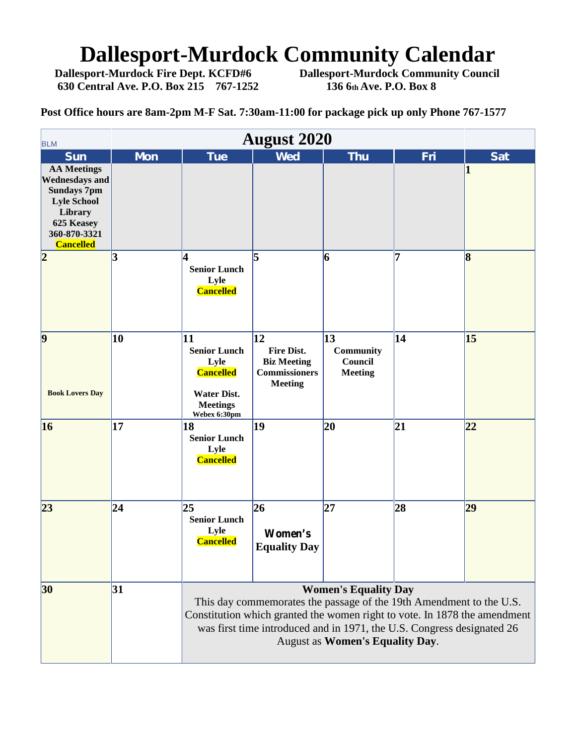# Dallesport-Murdock Community Calendar

**Dallesport-Murdock Fire Dept. KCFD#6**
**630 Central Ave. P.O. Box 215 767-1252**

**Dallesport-Murdock Community Council**
**136 6th Ave. P.O. Box 8**

**Post Office hours are 8am-2pm M-F Sat. 7:30am-11:00 for package pick up only Phone 767-1577**

BLM

## August 2020

| Sun | Mon | Tue | Wed | Thu | Fri | Sat |
|---|---|---|---|---|---|---|
| **AA Meetings Wednesdays and Sundays 7pm Lyle School Library 625 Keasey 360-870-3321 Cancelled** | | | | | | **1** |
| **2** | **3** | **4** Senior Lunch Lyle Cancelled | **5** | **6** | **7** | **8** |
| **9** Book Lovers Day | **10** | **11** Senior Lunch Lyle Cancelled; Water Dist. Meetings Webex 6:30pm | **12** Fire Dist. Biz Meeting Commissioners Meeting | **13** Community Council Meeting | **14** | **15** |
| **16** | **17** | **18** Senior Lunch Lyle Cancelled | **19** | **20** | **21** | **22** |
| **23** | **24** | **25** Senior Lunch Lyle Cancelled | **26** Women's Equality Day | **27** | **28** | **29** |
| **30** | **31** | | | | | |

**Women's Equality Day**

This day commemorates the passage of the 19th Amendment to the U.S. Constitution which granted the women right to vote. In 1878 the amendment was first time introduced and in 1971, the U.S. Congress designated 26 August as **Women's Equality Day**.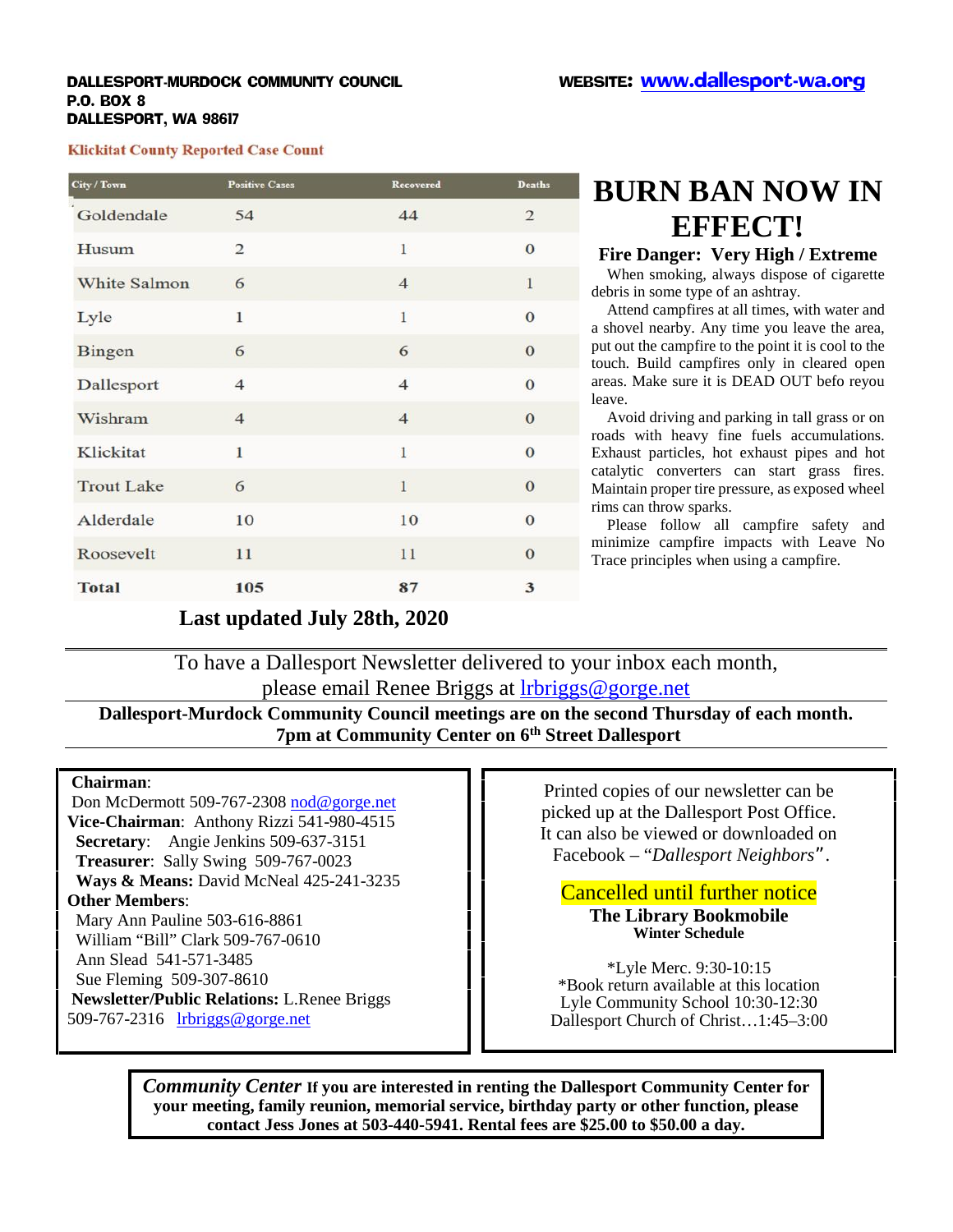**DALLESPORT-MURDOCK COMMUNITY COUNCIL**
**P.O. BOX 8**
**DALLESPORT, WA 98617**

**WEBSITE: [www.dallesport-wa.org](http://www.dallesport-wa.org)**

**Klickitat County Reported Case Count**

| City / Town | Positive Cases | Recovered | Deaths |
|---|---|---|---|
| Goldendale | 54 | 44 | 2 |
| Husum | 2 | 1 | 0 |
| White Salmon | 6 | 4 | 1 |
| Lyle | 1 | 1 | 0 |
| Bingen | 6 | 6 | 0 |
| Dallesport | 4 | 4 | 0 |
| Wishram | 4 | 4 | 0 |
| Klickitat | 1 | 1 | 0 |
| Trout Lake | 6 | 1 | 0 |
| Alderdale | 10 | 10 | 0 |
| Roosevelt | 11 | 11 | 0 |
| **Total** | **105** | **87** | **3** |

**Last updated July 28th, 2020**

# BURN BAN NOW IN EFFECT!

### Fire Danger: Very High / Extreme

When smoking, always dispose of cigarette debris in some type of an ashtray.

Attend campfires at all times, with water and a shovel nearby. Any time you leave the area, put out the campfire to the point it is cool to the touch. Build campfires only in cleared open areas. Make sure it is DEAD OUT befo reyou leave.

Avoid driving and parking in tall grass or on roads with heavy fine fuels accumulations. Exhaust particles, hot exhaust pipes and hot catalytic converters can start grass fires. Maintain proper tire pressure, as exposed wheel rims can throw sparks.

Please follow all campfire safety and minimize campfire impacts with Leave No Trace principles when using a campfire.

---

To have a Dallesport Newsletter delivered to your inbox each month, please email Renee Briggs at lrbriggs@gorge.net

**Dallesport-Murdock Community Council meetings are on the second Thursday of each month. 7pm at Community Center on 6th Street Dallesport**

---

**Chairman**:
Don McDermott 509-767-2308 nod@gorge.net
**Vice-Chairman**: Anthony Rizzi 541-980-4515
**Secretary**: Angie Jenkins 509-637-3151
**Treasurer**: Sally Swing 509-767-0023
**Ways & Means:** David McNeal 425-241-3235
**Other Members**:
Mary Ann Pauline 503-616-8861
William "Bill" Clark 509-767-0610
Ann Slead 541-571-3485
Sue Fleming 509-307-8610
**Newsletter/Public Relations:** L.Renee Briggs 509-767-2316 lrbriggs@gorge.net

Printed copies of our newsletter can be picked up at the Dallesport Post Office. It can also be viewed or downloaded on Facebook – "*Dallesport Neighbors*".

Cancelled until further notice

**The Library Bookmobile**
**Winter Schedule**

*Lyle Merc. 9:30-10:15
*Book return available at this location
Lyle Community School 10:30-12:30
Dallesport Church of Christ…1:45–3:00

***Community Center*** **If you are interested in renting the Dallesport Community Center for your meeting, family reunion, memorial service, birthday party or other function, please contact Jess Jones at 503-440-5941. Rental fees are $25.00 to $50.00 a day.**